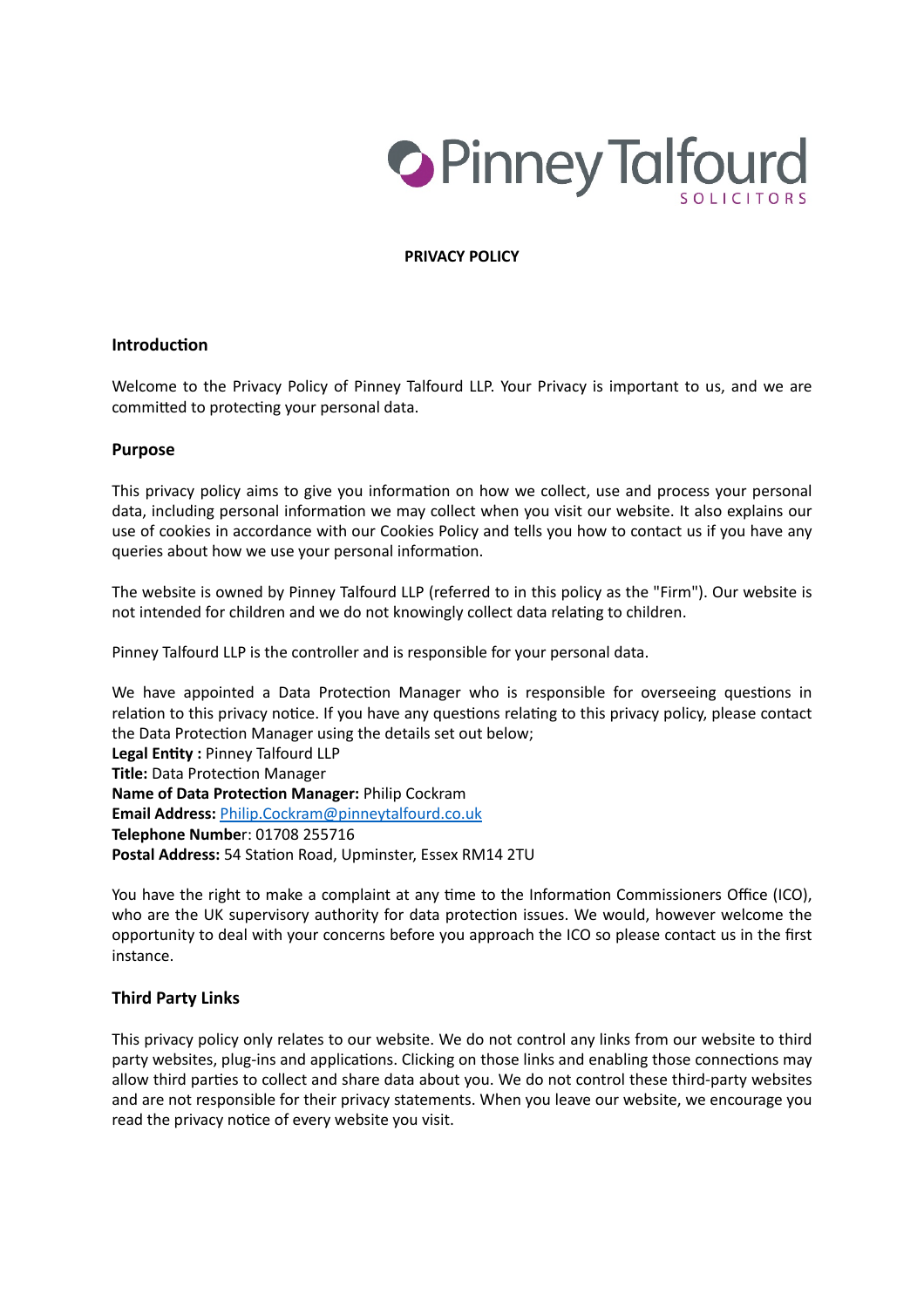Pinney Talfourd SOLICITORS

# PRIVACY POLICY

## Introduction

Welcome to the Privacy Policy of Pinney Talfourd LLP. Your Privacy is important to us, and we are committed to protecting your personal data.

## Purpose

This privacy policy aims to give you information on how we collect, use and process your personal data, including personal information we may collect when you visit our website. It also explains our use of cookies in accordance with our Cookies Policy and tells you how to contact us if you have any queries about how we use your personal information.

The website is owned by Pinney Talfourd LLP (referred to in this policy as the "Firm"). Our website is not intended for children and we do not knowingly collect data relating to children.

Pinney Talfourd LLP is the controller and is responsible for your personal data.

We have appointed a Data Protection Manager who is responsible for overseeing questions in relation to this privacy notice. If you have any questions relating to this privacy policy, please contact the Data Protection Manager using the details set out below;
**Legal Entity :** Pinney Talfourd LLP
**Title:** Data Protection Manager
**Name of Data Protection Manager:** Philip Cockram
**Email Address:** Philip.Cockram@pinneytalfourd.co.uk
**Telephone Number**: 01708 255716
**Postal Address:** 54 Station Road, Upminster, Essex RM14 2TU

You have the right to make a complaint at any time to the Information Commissioners Office (ICO), who are the UK supervisory authority for data protection issues. We would, however welcome the opportunity to deal with your concerns before you approach the ICO so please contact us in the first instance.

## Third Party Links

This privacy policy only relates to our website. We do not control any links from our website to third party websites, plug-ins and applications. Clicking on those links and enabling those connections may allow third parties to collect and share data about you. We do not control these third-party websites and are not responsible for their privacy statements. When you leave our website, we encourage you read the privacy notice of every website you visit.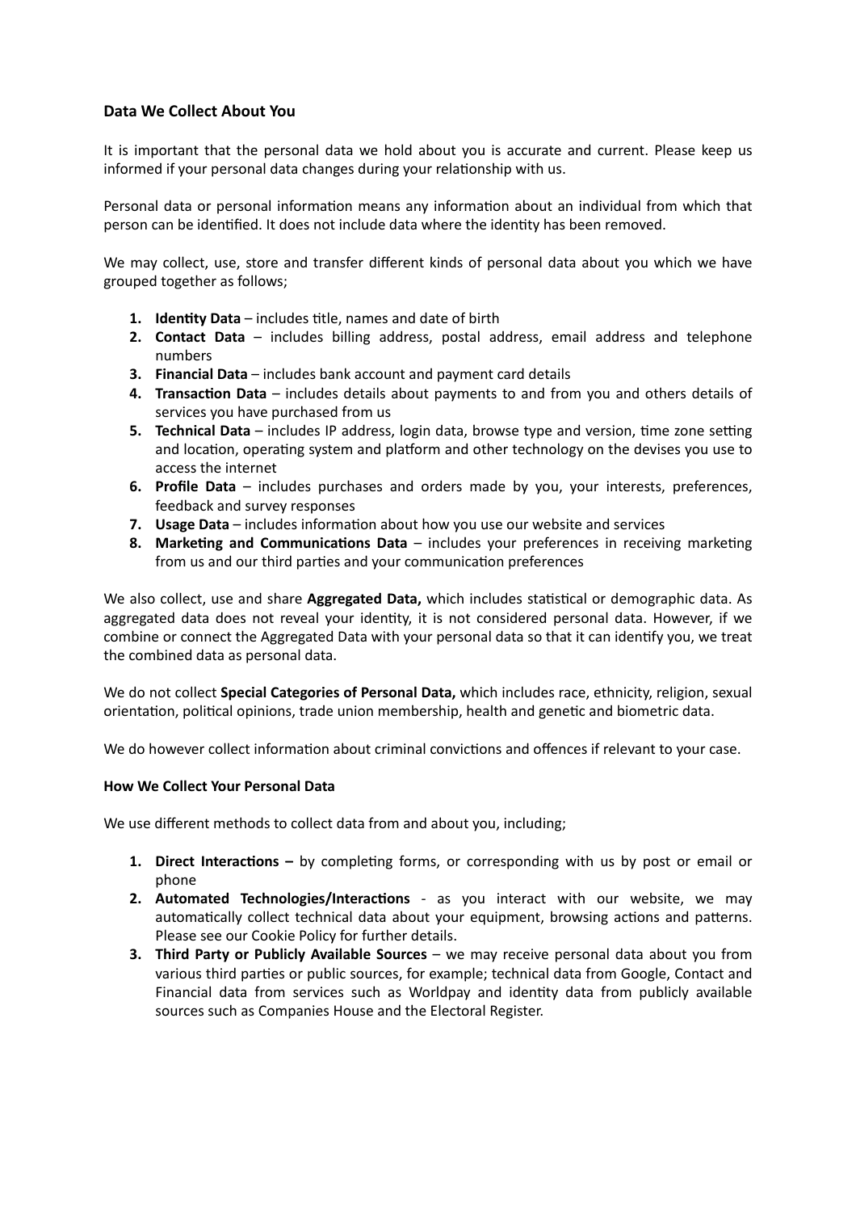## Data We Collect About You

It is important that the personal data we hold about you is accurate and current. Please keep us informed if your personal data changes during your relationship with us.

Personal data or personal information means any information about an individual from which that person can be identified. It does not include data where the identity has been removed.

We may collect, use, store and transfer different kinds of personal data about you which we have grouped together as follows;

1. **Identity Data** – includes title, names and date of birth
2. **Contact Data** – includes billing address, postal address, email address and telephone numbers
3. **Financial Data** – includes bank account and payment card details
4. **Transaction Data** – includes details about payments to and from you and others details of services you have purchased from us
5. **Technical Data** – includes IP address, login data, browse type and version, time zone setting and location, operating system and platform and other technology on the devises you use to access the internet
6. **Profile Data** – includes purchases and orders made by you, your interests, preferences, feedback and survey responses
7. **Usage Data** – includes information about how you use our website and services
8. **Marketing and Communications Data** – includes your preferences in receiving marketing from us and our third parties and your communication preferences

We also collect, use and share **Aggregated Data,** which includes statistical or demographic data. As aggregated data does not reveal your identity, it is not considered personal data. However, if we combine or connect the Aggregated Data with your personal data so that it can identify you, we treat the combined data as personal data.

We do not collect **Special Categories of Personal Data,** which includes race, ethnicity, religion, sexual orientation, political opinions, trade union membership, health and genetic and biometric data.

We do however collect information about criminal convictions and offences if relevant to your case.

### How We Collect Your Personal Data

We use different methods to collect data from and about you, including;

1. **Direct Interactions –** by completing forms, or corresponding with us by post or email or phone
2. **Automated Technologies/Interactions** - as you interact with our website, we may automatically collect technical data about your equipment, browsing actions and patterns. Please see our Cookie Policy for further details.
3. **Third Party or Publicly Available Sources** – we may receive personal data about you from various third parties or public sources, for example; technical data from Google, Contact and Financial data from services such as Worldpay and identity data from publicly available sources such as Companies House and the Electoral Register.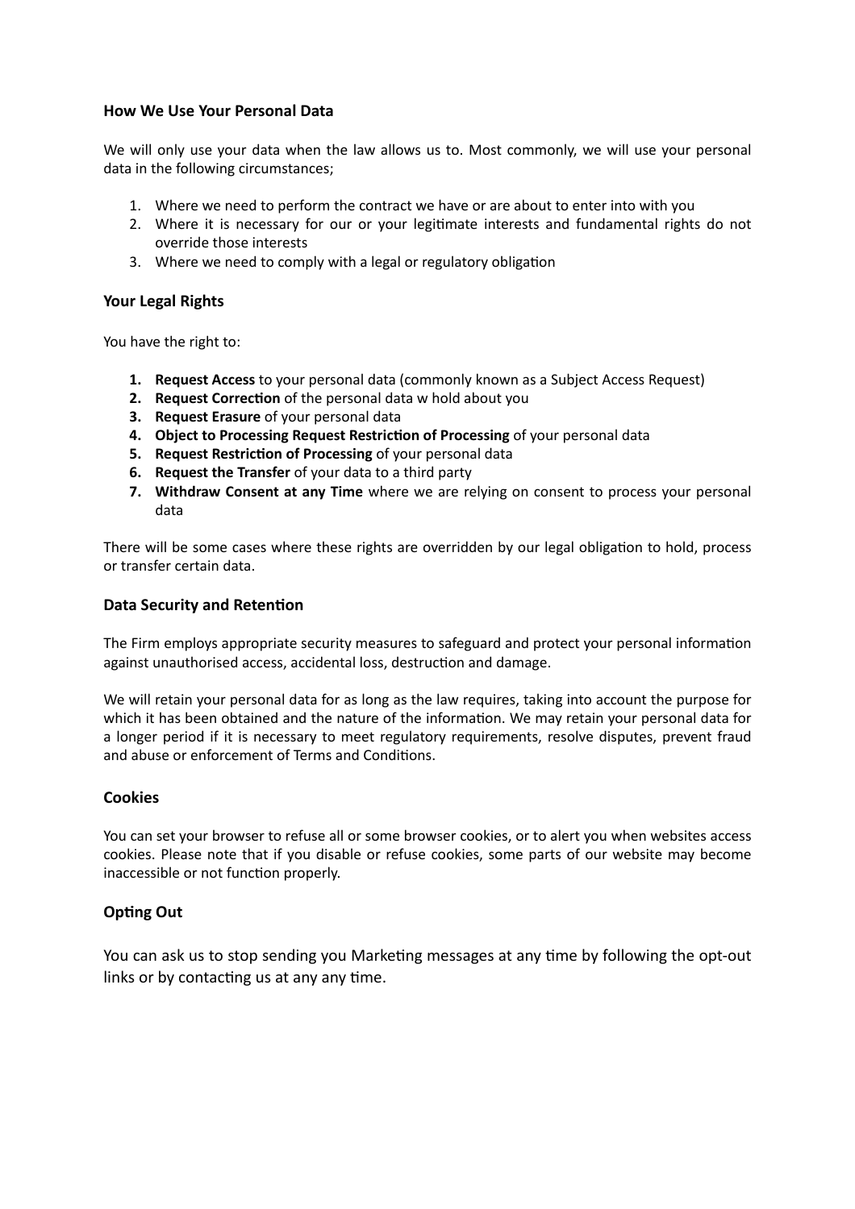**How We Use Your Personal Data**

We will only use your data when the law allows us to. Most commonly, we will use your personal data in the following circumstances;

1. Where we need to perform the contract we have or are about to enter into with you
2. Where it is necessary for our or your legitimate interests and fundamental rights do not override those interests
3. Where we need to comply with a legal or regulatory obligation

**Your Legal Rights**

You have the right to:

1. **Request Access** to your personal data (commonly known as a Subject Access Request)
2. **Request Correction** of the personal data w hold about you
3. **Request Erasure** of your personal data
4. **Object to Processing Request Restriction of Processing** of your personal data
5. **Request Restriction of Processing** of your personal data
6. **Request the Transfer** of your data to a third party
7. **Withdraw Consent at any Time** where we are relying on consent to process your personal data

There will be some cases where these rights are overridden by our legal obligation to hold, process or transfer certain data.

**Data Security and Retention**

The Firm employs appropriate security measures to safeguard and protect your personal information against unauthorised access, accidental loss, destruction and damage.

We will retain your personal data for as long as the law requires, taking into account the purpose for which it has been obtained and the nature of the information. We may retain your personal data for a longer period if it is necessary to meet regulatory requirements, resolve disputes, prevent fraud and abuse or enforcement of Terms and Conditions.

**Cookies**

You can set your browser to refuse all or some browser cookies, or to alert you when websites access cookies. Please note that if you disable or refuse cookies, some parts of our website may become inaccessible or not function properly.

**Opting Out**

You can ask us to stop sending you Marketing messages at any time by following the opt-out links or by contacting us at any any time.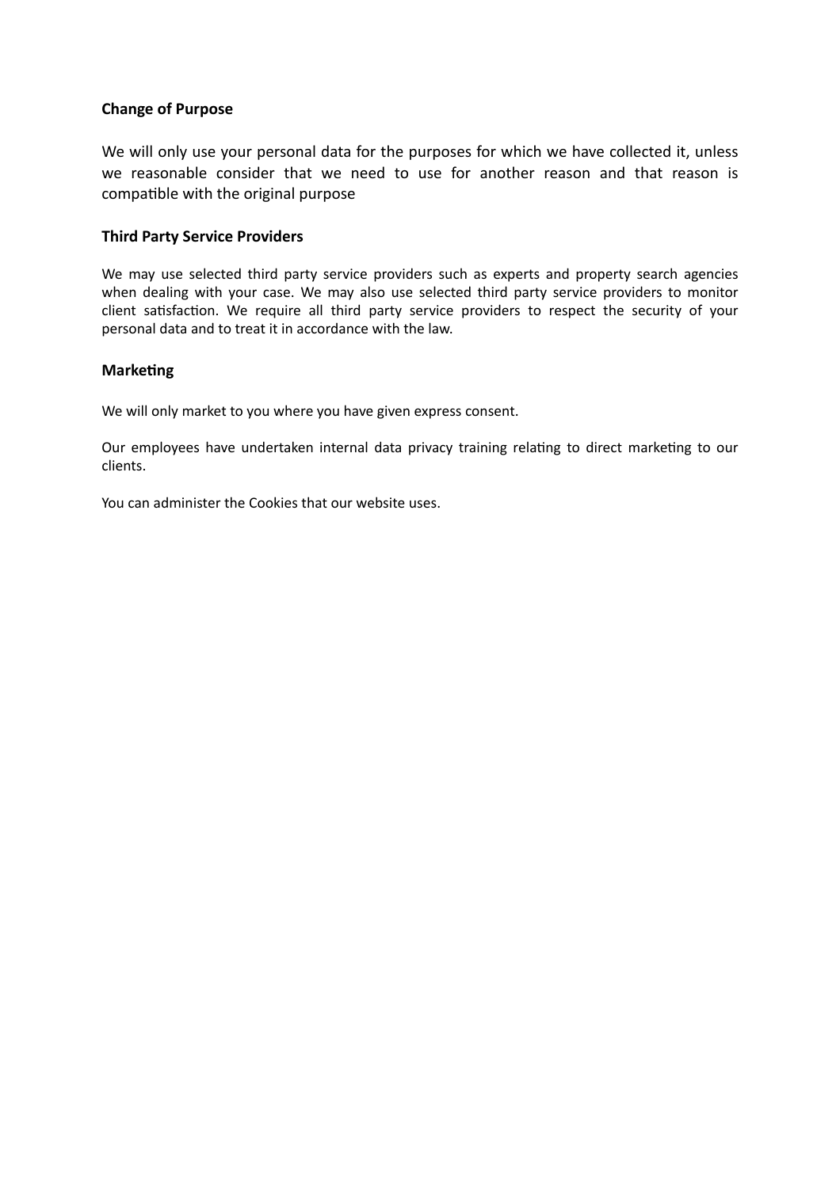**Change of Purpose**

We will only use your personal data for the purposes for which we have collected it, unless we reasonable consider that we need to use for another reason and that reason is compatible with the original purpose

**Third Party Service Providers**

We may use selected third party service providers such as experts and property search agencies when dealing with your case. We may also use selected third party service providers to monitor client satisfaction. We require all third party service providers to respect the security of your personal data and to treat it in accordance with the law.

**Marketing**

We will only market to you where you have given express consent.

Our employees have undertaken internal data privacy training relating to direct marketing to our clients.

You can administer the Cookies that our website uses.